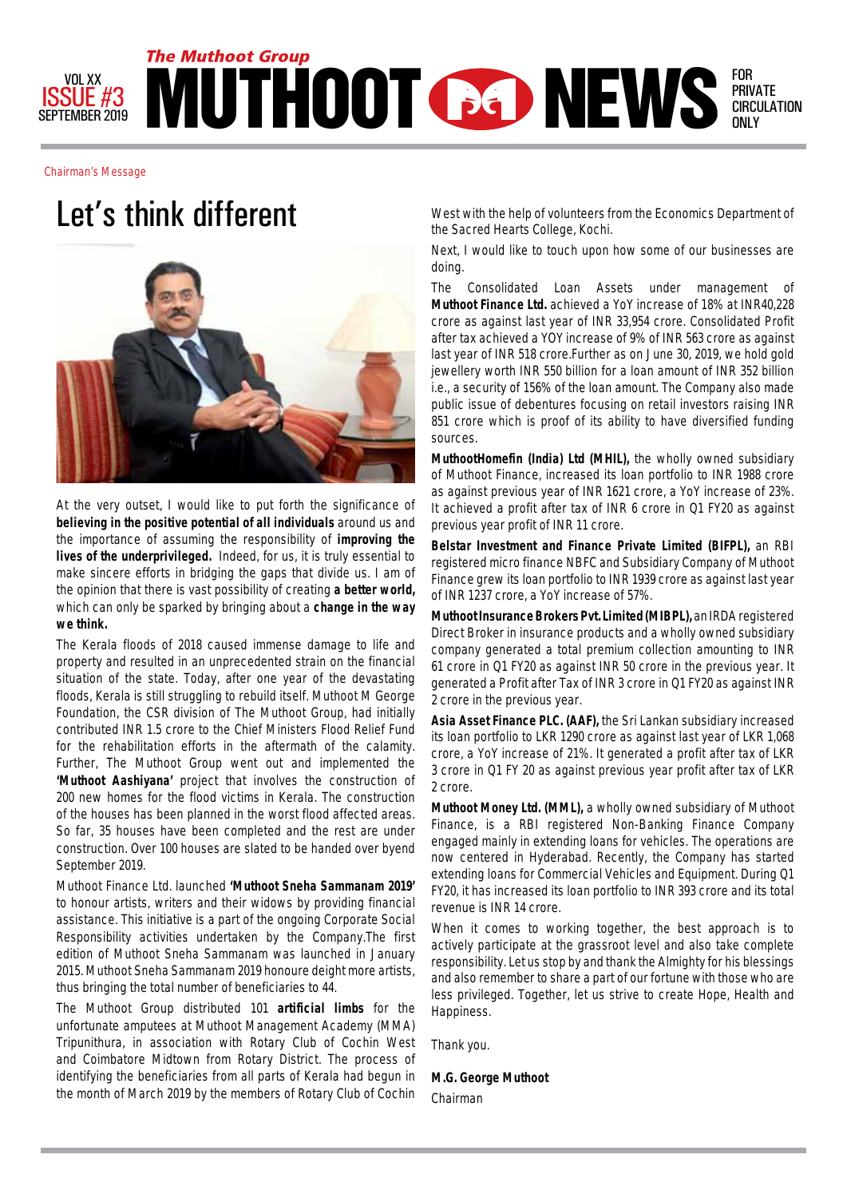# MUTHOOT NEWS

The Muthoot Group

VOL XX ISSUE #3 SEPTEMBER 2019

FOR PRIVATE CIRCULATION ONLY

Chairman's Message

## Let's think different

At the very outset, I would like to put forth the significance of **believing in the positive potential of all individuals** around us and the importance of assuming the responsibility of **improving the lives of the underprivileged.** Indeed, for us, it is truly essential to make sincere efforts in bridging the gaps that divide us. I am of the opinion that there is vast possibility of creating **a better world,** which can only be sparked by bringing about a **change in the way we think.**

The Kerala floods of 2018 caused immense damage to life and property and resulted in an unprecedented strain on the financial situation of the state. Today, after one year of the devastating floods, Kerala is still struggling to rebuild itself. Muthoot M George Foundation, the CSR division of The Muthoot Group, had initially contributed INR 1.5 crore to the Chief Ministers Flood Relief Fund for the rehabilitation efforts in the aftermath of the calamity. Further, The Muthoot Group went out and implemented the **'Muthoot Aashiyana'** project that involves the construction of 200 new homes for the flood victims in Kerala. The construction of the houses has been planned in the worst flood affected areas. So far, 35 houses have been completed and the rest are under construction. Over 100 houses are slated to be handed over byend September 2019.

Muthoot Finance Ltd. launched **'Muthoot Sneha Sammanam 2019'** to honour artists, writers and their widows by providing financial assistance. This initiative is a part of the ongoing Corporate Social Responsibility activities undertaken by the Company.The first edition of Muthoot Sneha Sammanam was launched in January 2015. Muthoot Sneha Sammanam 2019 honoure deight more artists, thus bringing the total number of beneficiaries to 44.

The Muthoot Group distributed 101 **artificial limbs** for the unfortunate amputees at Muthoot Management Academy (MMA) Tripunithura, in association with Rotary Club of Cochin West and Coimbatore Midtown from Rotary District. The process of identifying the beneficiaries from all parts of Kerala had begun in the month of March 2019 by the members of Rotary Club of Cochin West with the help of volunteers from the Economics Department of the Sacred Hearts College, Kochi.

Next, I would like to touch upon how some of our businesses are doing.

The Consolidated Loan Assets under management of **Muthoot Finance Ltd.** achieved a YoY increase of 18% at INR40,228 crore as against last year of INR 33,954 crore. Consolidated Profit after tax achieved a YOY increase of 9% of INR 563 crore as against last year of INR 518 crore.Further as on June 30, 2019, we hold gold jewellery worth INR 550 billion for a loan amount of INR 352 billion i.e., a security of 156% of the loan amount. The Company also made public issue of debentures focusing on retail investors raising INR 851 crore which is proof of its ability to have diversified funding sources.

**MuthootHomefin (India) Ltd (MHIL),** the wholly owned subsidiary of Muthoot Finance, increased its loan portfolio to INR 1988 crore as against previous year of INR 1621 crore, a YoY increase of 23%. It achieved a profit after tax of INR 6 crore in Q1 FY20 as against previous year profit of INR 11 crore.

**Belstar Investment and Finance Private Limited (BIFPL),** an RBI registered micro finance NBFC and Subsidiary Company of Muthoot Finance grew its loan portfolio to INR 1939 crore as against last year of INR 1237 crore, a YoY increase of 57%.

**Muthoot Insurance Brokers Pvt. Limited (MIBPL),** an IRDA registered Direct Broker in insurance products and a wholly owned subsidiary company generated a total premium collection amounting to INR 61 crore in Q1 FY20 as against INR 50 crore in the previous year. It generated a Profit after Tax of INR 3 crore in Q1 FY20 as against INR 2 crore in the previous year.

**Asia Asset Finance PLC. (AAF),** the Sri Lankan subsidiary increased its loan portfolio to LKR 1290 crore as against last year of LKR 1,068 crore, a YoY increase of 21%. It generated a profit after tax of LKR 3 crore in Q1 FY 20 as against previous year profit after tax of LKR 2 crore.

**Muthoot Money Ltd. (MML),** a wholly owned subsidiary of Muthoot Finance, is a RBI registered Non-Banking Finance Company engaged mainly in extending loans for vehicles. The operations are now centered in Hyderabad. Recently, the Company has started extending loans for Commercial Vehicles and Equipment. During Q1 FY20, it has increased its loan portfolio to INR 393 crore and its total revenue is INR 14 crore.

When it comes to working together, the best approach is to actively participate at the grassroot level and also take complete responsibility. Let us stop by and thank the Almighty for his blessings and also remember to share a part of our fortune with those who are less privileged. Together, let us strive to create Hope, Health and Happiness.

Thank you.

**M.G. George Muthoot**

Chairman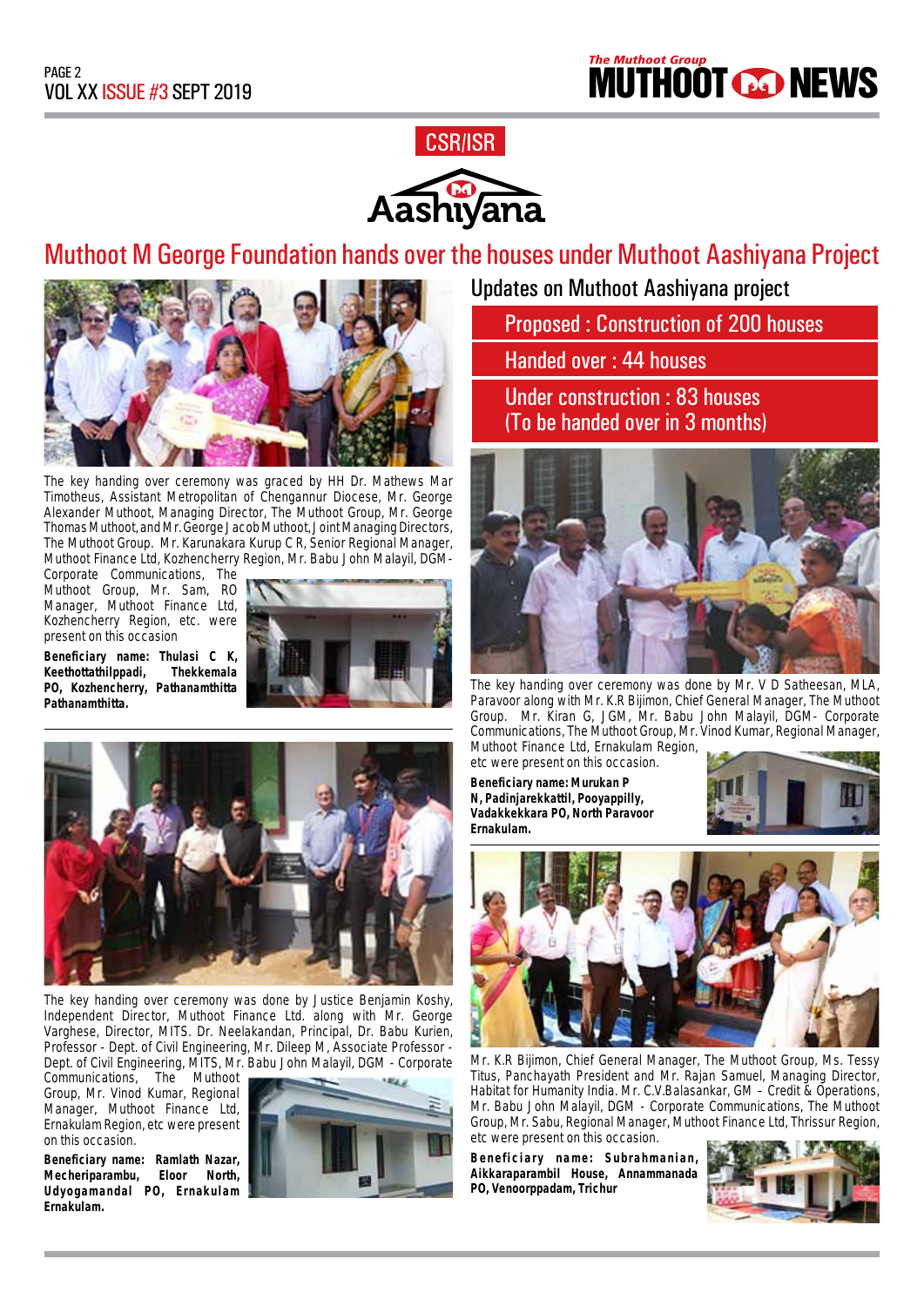CSR/ISR

Aashiyana

# Muthoot M George Foundation hands over the houses under Muthoot Aashiyana Project

The key handing over ceremony was graced by HH Dr. Mathews Mar Timotheus, Assistant Metropolitan of Chengannur Diocese, Mr. George Alexander Muthoot, Managing Director, The Muthoot Group, Mr. George Thomas Muthoot, and Mr. George Jacob Muthoot, Joint Managing Directors, The Muthoot Group. Mr. Karunakara Kurup C R, Senior Regional Manager, Muthoot Finance Ltd, Kozhencherry Region, Mr. Babu John Malayil, DGM - Corporate Communications, The Muthoot Group, Mr. Sam, RO Manager, Muthoot Finance Ltd, Kozhencherry Region, etc. were present on this occasion

**Beneficiary name: Thulasi C K, Keethottathilppadi, Thekkemala PO, Kozhencherry, Pathanamthitta Pathanamthitta.**

The key handing over ceremony was done by Justice Benjamin Koshy, Independent Director, Muthoot Finance Ltd. along with Mr. George Varghese, Director, MITS. Dr. Neelakandan, Principal, Dr. Babu Kurien, Professor - Dept. of Civil Engineering, Mr. Dileep M, Associate Professor - Dept. of Civil Engineering, MITS, Mr. Babu John Malayil, DGM - Corporate Communications, The Muthoot Group, Mr. Vinod Kumar, Regional Manager, Muthoot Finance Ltd, Ernakulam Region, etc were present on this occasion.

**Beneficiary name: Ramlath Nazar, Mecheriparambu, Eloor North, Udyogamandal PO, Ernakulam Ernakulam.**

## Updates on Muthoot Aashiyana project

- Proposed : Construction of 200 houses
- Handed over : 44 houses
- Under construction : 83 houses (To be handed over in 3 months)

The key handing over ceremony was done by Mr. V D Satheesan, MLA, Paravoor along with Mr. K.R Bijimon, Chief General Manager, The Muthoot Group. Mr. Kiran G, JGM, Mr. Babu John Malayil, DGM- Corporate Communications, The Muthoot Group, Mr. Vinod Kumar, Regional Manager, Muthoot Finance Ltd, Ernakulam Region, etc were present on this occasion.

**Beneficiary name: Murukan P N, Padinjarekkattil, Pooyappilly, Vadakkekkara PO, North Paravoor Ernakulam.**

Mr. K.R Bijimon, Chief General Manager, The Muthoot Group, Ms. Tessy Titus, Panchayath President and Mr. Rajan Samuel, Managing Director, Habitat for Humanity India. Mr. C.V.Balasankar, GM – Credit & Operations, Mr. Babu John Malayil, DGM - Corporate Communications, The Muthoot Group, Mr. Sabu, Regional Manager, Muthoot Finance Ltd, Thrissur Region, etc were present on this occasion.

**Beneficiary name: Subrahmanian, Aikkaraparambil House, Annammanada PO, Venoorppadam, Trichur**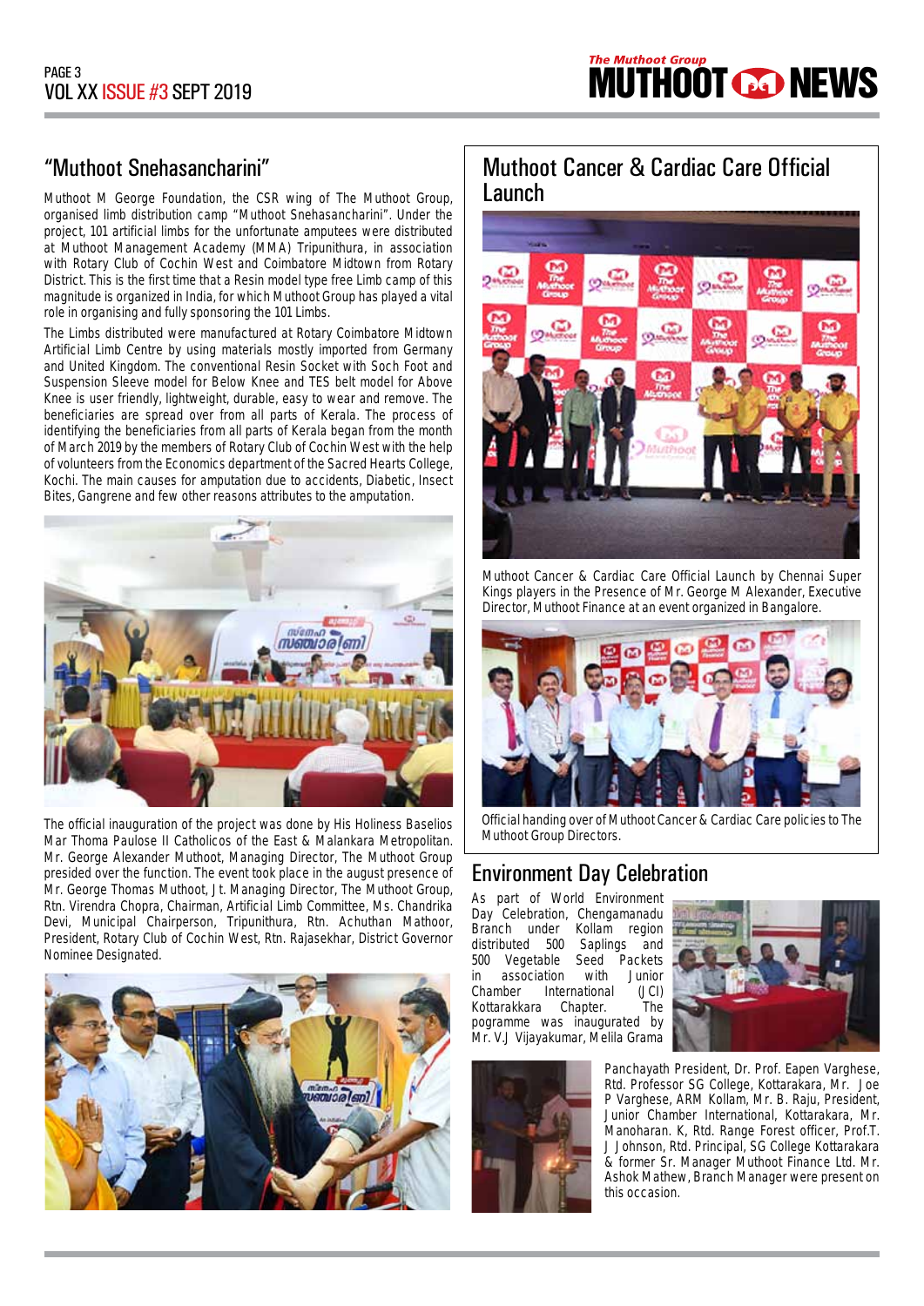## "Muthoot Snehasancharini"

Muthoot M George Foundation, the CSR wing of The Muthoot Group, organised limb distribution camp "Muthoot Snehasancharini". Under the project, 101 artificial limbs for the unfortunate amputees were distributed at Muthoot Management Academy (MMA) Tripunithura, in association with Rotary Club of Cochin West and Coimbatore Midtown from Rotary District. This is the first time that a Resin model type free Limb camp of this magnitude is organized in India, for which Muthoot Group has played a vital role in organising and fully sponsoring the 101 Limbs.

The Limbs distributed were manufactured at Rotary Coimbatore Midtown Artificial Limb Centre by using materials mostly imported from Germany and United Kingdom. The conventional Resin Socket with Soch Foot and Suspension Sleeve model for Below Knee and TES belt model for Above Knee is user friendly, lightweight, durable, easy to wear and remove. The beneficiaries are spread over from all parts of Kerala. The process of identifying the beneficiaries from all parts of Kerala began from the month of March 2019 by the members of Rotary Club of Cochin West with the help of volunteers from the Economics department of the Sacred Hearts College, Kochi. The main causes for amputation due to accidents, Diabetic, Insect Bites, Gangrene and few other reasons attributes to the amputation.

The official inauguration of the project was done by His Holiness Baselios Mar Thoma Paulose II Catholicos of the East & Malankara Metropolitan. Mr. George Alexander Muthoot, Managing Director, The Muthoot Group presided over the function. The event took place in the august presence of Mr. George Thomas Muthoot, Jt. Managing Director, The Muthoot Group, Rtn. Virendra Chopra, Chairman, Artificial Limb Committee, Ms. Chandrika Devi, Municipal Chairperson, Tripunithura, Rtn. Achuthan Mathoor, President, Rotary Club of Cochin West, Rtn. Rajasekhar, District Governor Nominee Designated.

## Muthoot Cancer & Cardiac Care Official Launch

Muthoot Cancer & Cardiac Care Official Launch by Chennai Super Kings players in the Presence of Mr. George M Alexander, Executive Director, Muthoot Finance at an event organized in Bangalore.

Official handing over of Muthoot Cancer & Cardiac Care policies to The Muthoot Group Directors.

## Environment Day Celebration

As part of World Environment Day Celebration, Chengamanadu Branch under Kollam region distributed 500 Saplings and 500 Vegetable Seed Packets in association with Junior Chamber International (JCI) Kottarakkara Chapter. The pogramme was inaugurated by Mr. V.J Vijayakumar, Melila Grama Panchayath President, Dr. Prof. Eapen Varghese, Rtd. Professor SG College, Kottarakara, Mr. Joe P Varghese, ARM Kollam, Mr. B. Raju, President, Junior Chamber International, Kottarakara, Mr. Manoharan. K, Rtd. Range Forest officer, Prof.T. J Johnson, Rtd. Principal, SG College Kottarakkara & former Sr. Manager Muthoot Finance Ltd. Mr. Ashok Mathew, Branch Manager were present on this occasion.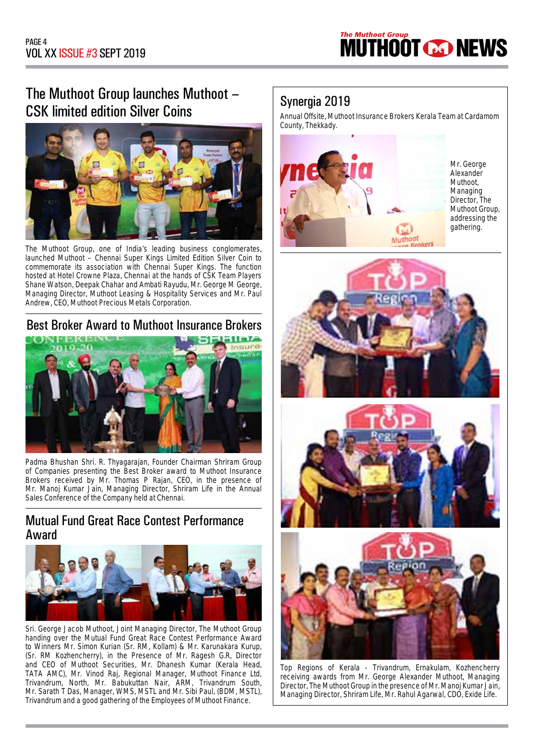## The Muthoot Group launches Muthoot – CSK limited edition Silver Coins

The Muthoot Group, one of India's leading business conglomerates, launched Muthoot – Chennai Super Kings Limited Edition Silver Coin to commemorate its association with Chennai Super Kings. The function hosted at Hotel Crowne Plaza, Chennai at the hands of CSK Team Players Shane Watson, Deepak Chahar and Ambati Rayudu, Mr. George M George, Managing Director, Muthoot Leasing & Hospitality Services and Mr. Paul Andrew, CEO, Muthoot Precious Metals Corporation.

## Best Broker Award to Muthoot Insurance Brokers

Padma Bhushan Shri. R. Thyagarajan, Founder Chairman Shriram Group of Companies presenting the Best Broker award to Muthoot Insurance Brokers received by Mr. Thomas P Rajan, CEO, in the presence of Mr. Manoj Kumar Jain, Managing Director, Shriram Life in the Annual Sales Conference of the Company held at Chennai.

## Mutual Fund Great Race Contest Performance Award

Sri. George Jacob Muthoot, Joint Managing Director, The Muthoot Group handing over the Mutual Fund Great Race Contest Performance Award to Winners Mr. Simon Kurian (Sr. RM, Kollam) & Mr. Karunakara Kurup, (Sr. RM Kozhencherry), in the Presence of Mr. Ragesh G.R, Director and CEO of Muthoot Securities, Mr. Dhanesh Kumar (Kerala Head, TATA AMC), Mr. Vinod Raj, Regional Manager, Muthoot Finance Ltd, Trivandrum, North, Mr. Babukuttan Nair, ARM, Trivandrum South, Mr. Sarath T Das, Manager, WMS, MSTL and Mr. Sibi Paul, (BDM, MSTL), Trivandrum and a good gathering of the Employees of Muthoot Finance.

## Synergia 2019

Annual Offsite, Muthoot Insurance Brokers Kerala Team at Cardamom County, Thekkady.

Mr. George Alexander Muthoot, Managing Director, The Muthoot Group, addressing the gathering.

Top Regions of Kerala - Trivandrum, Ernakulam, Kozhencherry receiving awards from Mr. George Alexander Muthoot, Managing Director, The Muthoot Group in the presence of Mr. Manoj Kumar Jain, Managing Director, Shriram Life, Mr. Rahul Agarwal, CDO, Exide Life.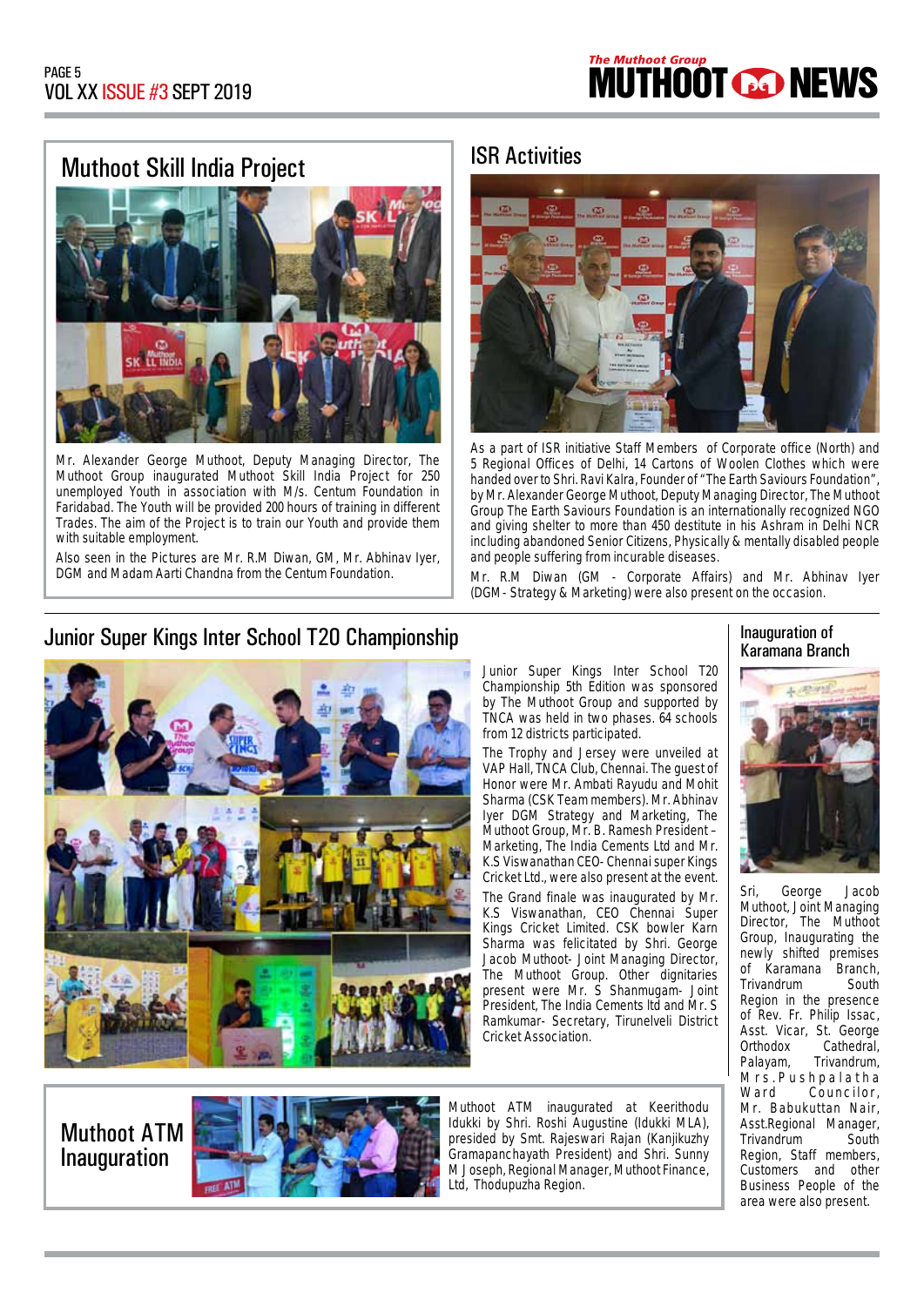## Muthoot Skill India Project

Mr. Alexander George Muthoot, Deputy Managing Director, The Muthoot Group inaugurated Muthoot Skill India Project for 250 unemployed Youth in association with M/s. Centum Foundation in Faridabad. The Youth will be provided 200 hours of training in different Trades. The aim of the Project is to train our Youth and provide them with suitable employment.

Also seen in the Pictures are Mr. R.M Diwan, GM, Mr. Abhinav Iyer, DGM and Madam Aarti Chandna from the Centum Foundation.

## ISR Activities

As a part of ISR initiative Staff Members of Corporate office (North) and 5 Regional Offices of Delhi, 14 Cartons of Woolen Clothes which were handed over to Shri. Ravi Kalra, Founder of "The Earth Saviours Foundation", by Mr. Alexander George Muthoot, Deputy Managing Director, The Muthoot Group The Earth Saviours Foundation is an internationally recognized NGO and giving shelter to more than 450 destitute in his Ashram in Delhi NCR including abandoned Senior Citizens, Physically & mentally disabled people and people suffering from incurable diseases.

Mr. R.M Diwan (GM - Corporate Affairs) and Mr. Abhinav Iyer (DGM - Strategy & Marketing) were also present on the occasion.

## Junior Super Kings Inter School T20 Championship

Junior Super Kings Inter School T20 Championship 5th Edition was sponsored by The Muthoot Group and supported by TNCA was held in two phases. 64 schools from 12 districts participated.

The Trophy and Jersey were unveiled at VAP Hall, TNCA Club, Chennai. The guest of Honor were Mr. Ambati Rayudu and Mohit Sharma (CSK Team members). Mr. Abhinav Iyer DGM Strategy and Marketing, The Muthoot Group, Mr. B. Ramesh President – Marketing, The India Cements Ltd and Mr. K.S Viswanathan CEO- Chennai super Kings Cricket Ltd., were also present at the event.

The Grand finale was inaugurated by Mr. K.S Viswanathan, CEO Chennai Super Kings Cricket Limited. CSK bowler Karn Sharma was felicitated by Shri. George Jacob Muthoot- Joint Managing Director, The Muthoot Group. Other dignitaries present were Mr. S Shanmugam- Joint President, The India Cements ltd and Mr. S Ramkumar- Secretary, Tirunelveli District Cricket Association.

## Inauguration of Karamana Branch

Sri, George Jacob Muthoot, Joint Managing Director, The Muthoot Group, Inaugurating the newly shifted premises of Karamana Branch, Trivandrum South Region in the presence of Rev. Fr. Philip Issac, Asst. Vicar, St. George Orthodox Cathedral, Palayam, Trivandrum, Mrs.Pushpalatha Ward Councilor, Mr. Babukuttan Nair, Asst.Regional Manager, Trivandrum South Region, Staff members, Customers and other Business People of the area were also present.

## Muthoot ATM Inauguration

Muthoot ATM inaugurated at Keerithodu Idukki by Shri. Roshi Augustine (Idukki MLA), presided by Smt. Rajeswari Rajan (Kanjikuzhy Gramapanchayath President) and Shri. Sunny M Joseph, Regional Manager, Muthoot Finance, Ltd, Thodupuzha Region.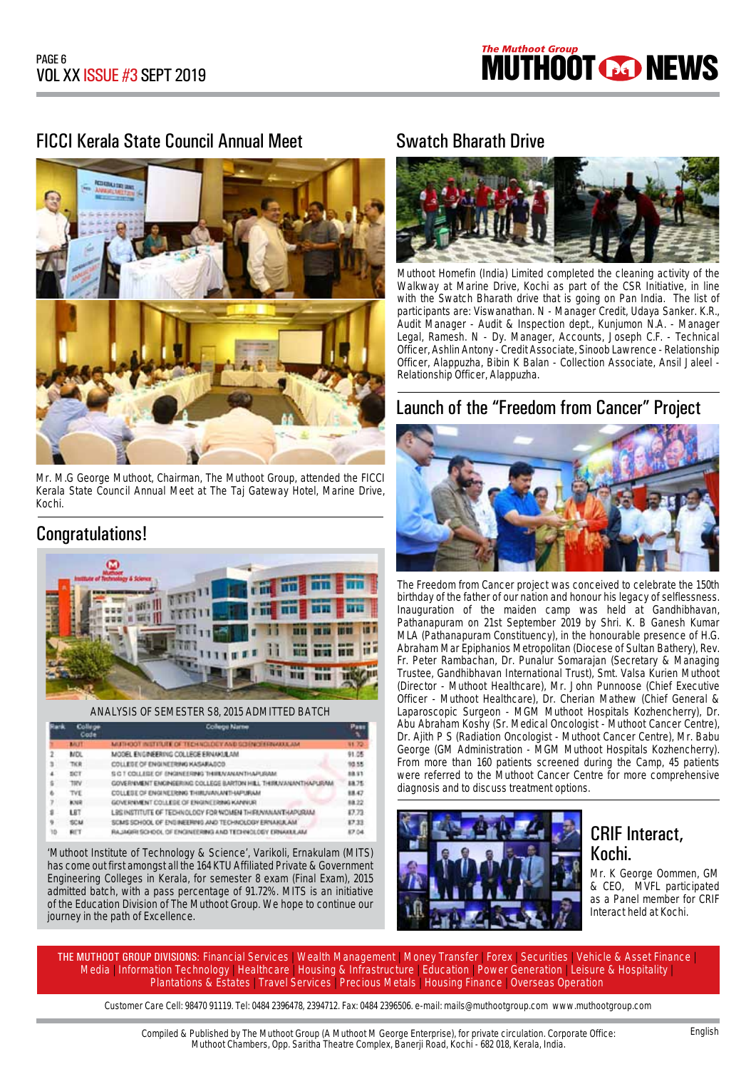## FICCI Kerala State Council Annual Meet

Mr. M.G George Muthoot, Chairman, The Muthoot Group, attended the FICCI Kerala State Council Annual Meet at The Taj Gateway Hotel, Marine Drive, Kochi.

## Congratulations!

ANALYSIS OF SEMESTER S8, 2015 ADMITTED BATCH

| Rank | College Code | College Name | Pass % |
|---|---|---|---|
| 1 | MUT | MUTHOOT INSTITUTE OF TECHNOLOGY AND SCIENCE ERNAKULAM | 91.72 |
| 2 | MDL | MODEL ENGINEERING COLLEGE ERNAKULAM | 91.05 |
| 3 | TKR | COLLEGE OF ENGINEERING KASARAGOD | 90.55 |
| 4 | SCT | S C T COLLEGE OF ENGINEERING THIRUVANANTHAPURAM | 88.91 |
| 5 | TRV | GOVERNMENT ENGINEERING COLLEGE BARTON HILL THIRUVANANTHAPURAM | 88.75 |
| 6 | TVE | COLLEGE OF ENGINEERING THIRUVANANTHAPURAM | 88.47 |
| 7 | KNR | GOVERNMENT COLLEGE OF ENGINEERING KANNUR | 88.22 |
| 8 | LBT | LBS INSTITUTE OF TECHNOLOGY FOR WOMEN THIRUVANANTHAPURAM | 87.73 |
| 9 | SCM | SCMS SCHOOL OF ENGINEERING AND TECHNOLOGY ERNAKULAM | 87.33 |
| 10 | RET | RAJAGIRI SCHOOL OF ENGINEERING AND TECHNOLOGY ERNAKULAM | 87.04 |

'Muthoot Institute of Technology & Science', Varikoli, Ernakulam (MITS) has come out first amongst all the 164 KTU Affiliated Private & Government Engineering Colleges in Kerala, for semester 8 exam (Final Exam), 2015 admitted batch, with a pass percentage of 91.72%. MITS is an initiative of the Education Division of The Muthoot Group. We hope to continue our journey in the path of Excellence.

## Swatch Bharath Drive

Muthoot Homefin (India) Limited completed the cleaning activity of the Walkway at Marine Drive, Kochi as part of the CSR Initiative, in line with the Swatch Bharath drive that is going on Pan India. The list of participants are: Viswanathan. N - Manager Credit, Udaya Sanker. K.R., Audit Manager - Audit & Inspection dept., Kunjumon N.A. - Manager Legal, Ramesh. N - Dy. Manager, Accounts, Joseph C.F. - Technical Officer, Ashlin Antony - Credit Associate, Sinoob Lawrence - Relationship Officer, Alappuzha, Bibin K Balan - Collection Associate, Ansil Jaleel - Relationship Officer, Alappuzha.

## Launch of the "Freedom from Cancer" Project

The Freedom from Cancer project was conceived to celebrate the 150th birthday of the father of our nation and honour his legacy of selflessness. Inauguration of the maiden camp was held at Gandhibhavan, Pathanapuram on 21st September 2019 by Shri. K. B Ganesh Kumar MLA (Pathanapuram Constituency), in the honourable presence of H.G. Abraham Mar Epiphanios Metropolitan (Diocese of Sultan Bathery), Rev. Fr. Peter Rambachan, Dr. Punalur Somarajan (Secretary & Managing Trustee, Gandhibhavan International Trust), Smt. Valsa Kurien Muthoot (Director - Muthoot Healthcare), Mr. John Punnoose (Chief Executive Officer - Muthoot Healthcare), Dr. Cherian Mathew (Chief General & Laparoscopic Surgeon - MGM Muthoot Hospitals Kozhencherry), Dr. Abu Abraham Koshy (Sr. Medical Oncologist - Muthoot Cancer Centre), Dr. Ajith P S (Radiation Oncologist - Muthoot Cancer Centre), Mr. Babu George (GM Administration - MGM Muthoot Hospitals Kozhencherry). From more than 160 patients screened during the Camp, 45 patients were referred to the Muthoot Cancer Centre for more comprehensive diagnosis and to discuss treatment options.

## CRIF Interact, Kochi.

Mr. K George Oommen, GM & CEO, MVFL participated as a Panel member for CRIF Interact held at Kochi.

**THE MUTHOOT GROUP DIVISIONS:** Financial Services | Wealth Management | Money Transfer | Forex | Securities | Vehicle & Asset Finance | Media | Information Technology | Healthcare | Housing & Infrastructure | Education | Power Generation | Leisure & Hospitality | Plantations & Estates | Travel Services | Precious Metals | Housing Finance | Overseas Operation

Customer Care Cell: 98470 91119. Tel: 0484 2396478, 2394712. Fax: 0484 2396506. e-mail: mails@muthootgroup.com www.muthootgroup.com

Compiled & Published by The Muthoot Group (A Muthoot M George Enterprise), for private circulation. Corporate Office: Muthoot Chambers, Opp. Saritha Theatre Complex, Banerji Road, Kochi - 682 018, Kerala, India.

English